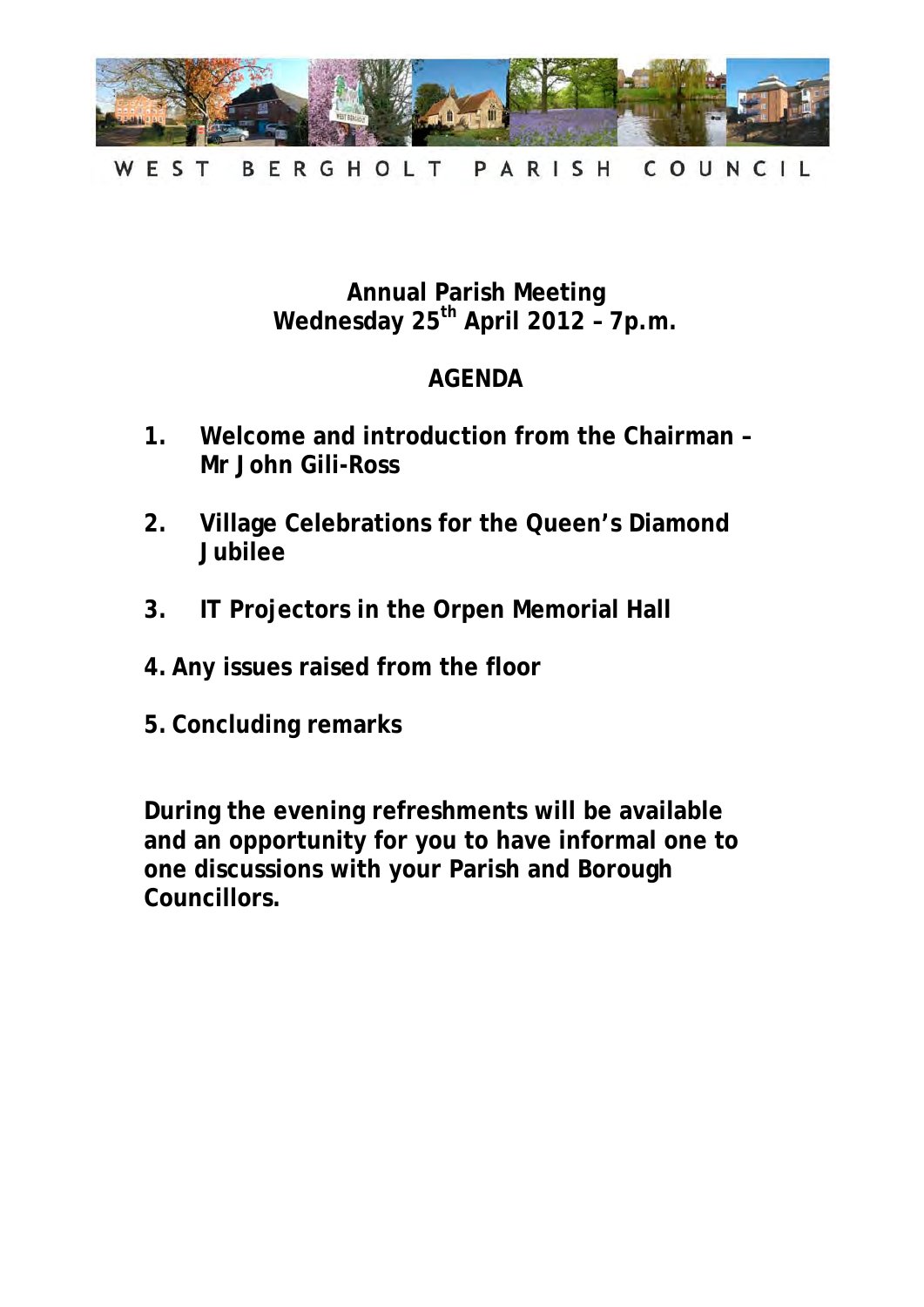WEST BERGHOLT PARISH COUNCIL

# Annual Parish Meeting
## Wednesday 25th April 2012 – 7p.m.

## AGENDA

1. **Welcome and introduction from the Chairman – Mr John Gili-Ross**

2. **Village Celebrations for the Queen's Diamond Jubilee**

3. **IT Projectors in the Orpen Memorial Hall**

4. **Any issues raised from the floor**

5. **Concluding remarks**

**During the evening refreshments will be available and an opportunity for you to have informal one to one discussions with your Parish and Borough Councillors.**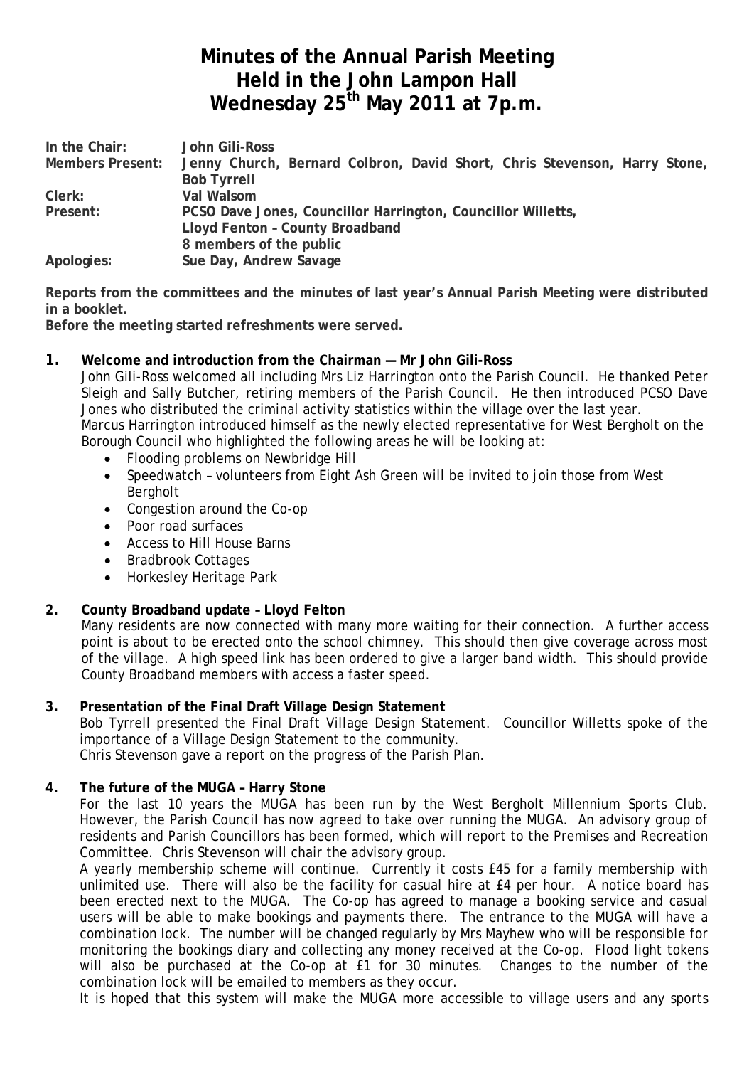# Minutes of the Annual Parish Meeting
# Held in the John Lampon Hall
# Wednesday 25th May 2011 at 7p.m.

| | |
|---|---|
| **In the Chair:** | **John Gili-Ross** |
| **Members Present:** | **Jenny Church, Bernard Colbron, David Short, Chris Stevenson, Harry Stone, Bob Tyrrell** |
| **Clerk:** | **Val Walsom** |
| **Present:** | **PCSO Dave Jones, Councillor Harrington, Councillor Willetts,**<br>**Lloyd Fenton – County Broadband**<br>**8 members of the public** |
| **Apologies:** | **Sue Day, Andrew Savage** |

**Reports from the committees and the minutes of last year's Annual Parish Meeting were distributed in a booklet.**

**Before the meeting started refreshments were served.**

**1. Welcome and introduction from the Chairman — Mr John Gili-Ross**

John Gili-Ross welcomed all including Mrs Liz Harrington onto the Parish Council. He thanked Peter Sleigh and Sally Butcher, retiring members of the Parish Council. He then introduced PCSO Dave Jones who distributed the criminal activity statistics within the village over the last year.

Marcus Harrington introduced himself as the newly elected representative for West Bergholt on the Borough Council who highlighted the following areas he will be looking at:

- Flooding problems on Newbridge Hill
- Speedwatch – volunteers from Eight Ash Green will be invited to join those from West Bergholt
- Congestion around the Co-op
- Poor road surfaces
- Access to Hill House Barns
- Bradbrook Cottages
- Horkesley Heritage Park

**2. County Broadband update – Lloyd Felton**

Many residents are now connected with many more waiting for their connection. A further access point is about to be erected onto the school chimney. This should then give coverage across most of the village. A high speed link has been ordered to give a larger band width. This should provide County Broadband members with access a faster speed.

**3. Presentation of the Final Draft Village Design Statement**

Bob Tyrrell presented the Final Draft Village Design Statement. Councillor Willetts spoke of the importance of a Village Design Statement to the community.

Chris Stevenson gave a report on the progress of the Parish Plan.

**4. The future of the MUGA – Harry Stone**

For the last 10 years the MUGA has been run by the West Bergholt Millennium Sports Club. However, the Parish Council has now agreed to take over running the MUGA. An advisory group of residents and Parish Councillors has been formed, which will report to the Premises and Recreation Committee. Chris Stevenson will chair the advisory group.

A yearly membership scheme will continue. Currently it costs £45 for a family membership with unlimited use. There will also be the facility for casual hire at £4 per hour. A notice board has been erected next to the MUGA. The Co-op has agreed to manage a booking service and casual users will be able to make bookings and payments there. The entrance to the MUGA will have a combination lock. The number will be changed regularly by Mrs Mayhew who will be responsible for monitoring the bookings diary and collecting any money received at the Co-op. Flood light tokens will also be purchased at the Co-op at £1 for 30 minutes. Changes to the number of the combination lock will be emailed to members as they occur.

It is hoped that this system will make the MUGA more accessible to village users and any sports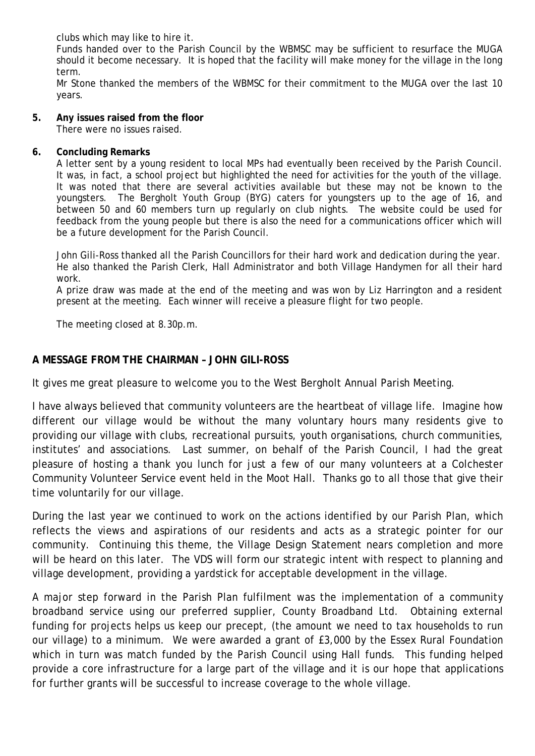clubs which may like to hire it.

Funds handed over to the Parish Council by the WBMSC may be sufficient to resurface the MUGA should it become necessary. It is hoped that the facility will make money for the village in the long term.

Mr Stone thanked the members of the WBMSC for their commitment to the MUGA over the last 10 years.

**5. Any issues raised from the floor**

There were no issues raised.

**6. Concluding Remarks**

A letter sent by a young resident to local MPs had eventually been received by the Parish Council. It was, in fact, a school project but highlighted the need for activities for the youth of the village. It was noted that there are several activities available but these may not be known to the youngsters. The Bergholt Youth Group (BYG) caters for youngsters up to the age of 16, and between 50 and 60 members turn up regularly on club nights. The website could be used for feedback from the young people but there is also the need for a communications officer which will be a future development for the Parish Council.

John Gili-Ross thanked all the Parish Councillors for their hard work and dedication during the year. He also thanked the Parish Clerk, Hall Administrator and both Village Handymen for all their hard work.

A prize draw was made at the end of the meeting and was won by Liz Harrington and a resident present at the meeting. Each winner will receive a pleasure flight for two people.

The meeting closed at 8.30p.m.

## A MESSAGE FROM THE CHAIRMAN – JOHN GILI-ROSS

It gives me great pleasure to welcome you to the West Bergholt Annual Parish Meeting.

I have always believed that community volunteers are the heartbeat of village life. Imagine how different our village would be without the many voluntary hours many residents give to providing our village with clubs, recreational pursuits, youth organisations, church communities, institutes' and associations. Last summer, on behalf of the Parish Council, I had the great pleasure of hosting a thank you lunch for just a few of our many volunteers at a Colchester Community Volunteer Service event held in the Moot Hall. Thanks go to all those that give their time voluntarily for our village.

During the last year we continued to work on the actions identified by our Parish Plan, which reflects the views and aspirations of our residents and acts as a strategic pointer for our community. Continuing this theme, the Village Design Statement nears completion and more will be heard on this later. The VDS will form our strategic intent with respect to planning and village development, providing a yardstick for acceptable development in the village.

A major step forward in the Parish Plan fulfilment was the implementation of a community broadband service using our preferred supplier, County Broadband Ltd. Obtaining external funding for projects helps us keep our precept, (the amount we need to tax households to run our village) to a minimum. We were awarded a grant of £3,000 by the Essex Rural Foundation which in turn was match funded by the Parish Council using Hall funds. This funding helped provide a core infrastructure for a large part of the village and it is our hope that applications for further grants will be successful to increase coverage to the whole village.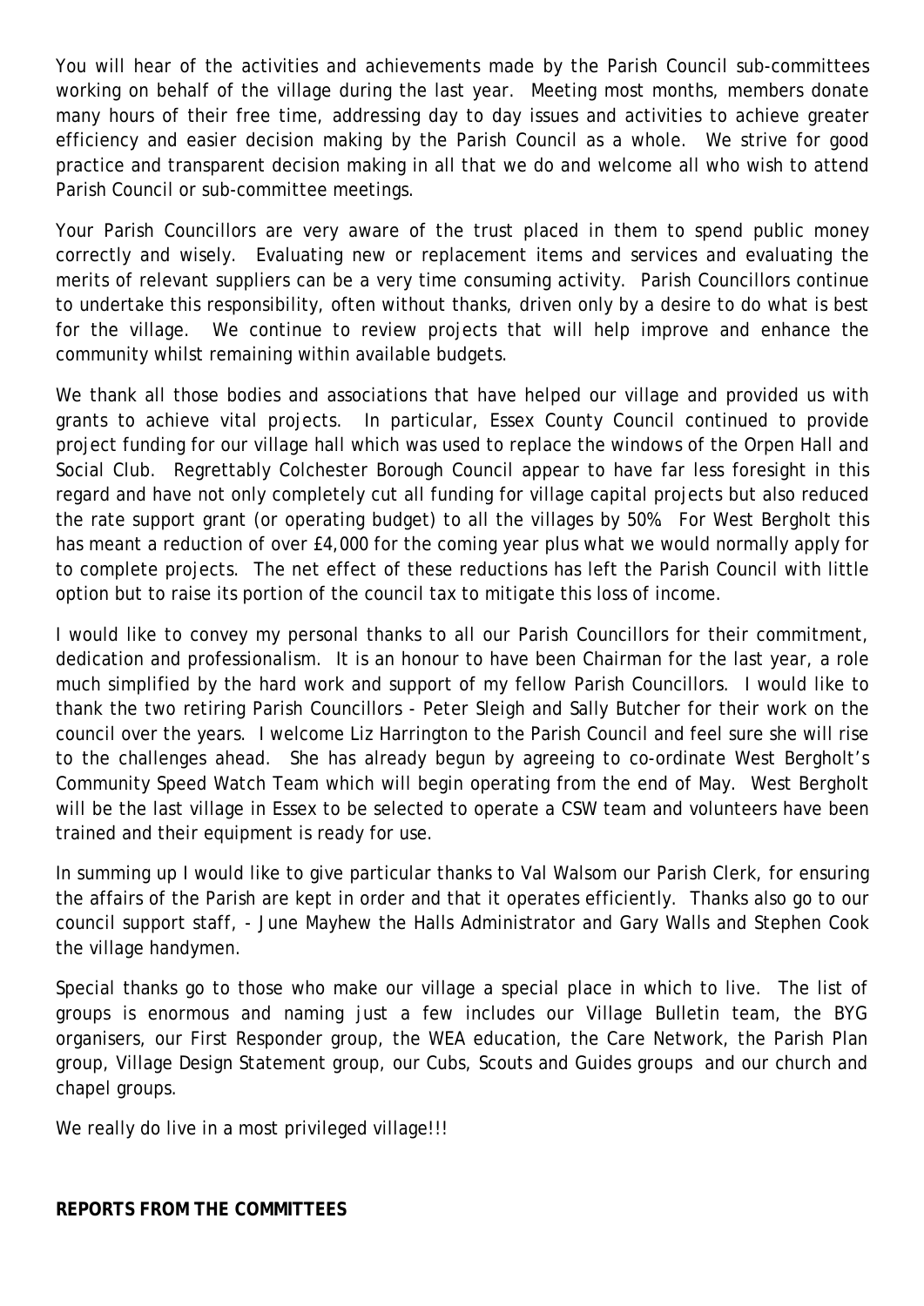You will hear of the activities and achievements made by the Parish Council sub-committees working on behalf of the village during the last year. Meeting most months, members donate many hours of their free time, addressing day to day issues and activities to achieve greater efficiency and easier decision making by the Parish Council as a whole. We strive for good practice and transparent decision making in all that we do and welcome all who wish to attend Parish Council or sub-committee meetings.

Your Parish Councillors are very aware of the trust placed in them to spend public money correctly and wisely. Evaluating new or replacement items and services and evaluating the merits of relevant suppliers can be a very time consuming activity. Parish Councillors continue to undertake this responsibility, often without thanks, driven only by a desire to do what is best for the village. We continue to review projects that will help improve and enhance the community whilst remaining within available budgets.

We thank all those bodies and associations that have helped our village and provided us with grants to achieve vital projects. In particular, Essex County Council continued to provide project funding for our village hall which was used to replace the windows of the Orpen Hall and Social Club. Regrettably Colchester Borough Council appear to have far less foresight in this regard and have not only completely cut all funding for village capital projects but also reduced the rate support grant (or operating budget) to all the villages by 50%. For West Bergholt this has meant a reduction of over £4,000 for the coming year plus what we would normally apply for to complete projects. The net effect of these reductions has left the Parish Council with little option but to raise its portion of the council tax to mitigate this loss of income.

I would like to convey my personal thanks to all our Parish Councillors for their commitment, dedication and professionalism. It is an honour to have been Chairman for the last year, a role much simplified by the hard work and support of my fellow Parish Councillors. I would like to thank the two retiring Parish Councillors - Peter Sleigh and Sally Butcher for their work on the council over the years. I welcome Liz Harrington to the Parish Council and feel sure she will rise to the challenges ahead. She has already begun by agreeing to co-ordinate West Bergholt's Community Speed Watch Team which will begin operating from the end of May. West Bergholt will be the last village in Essex to be selected to operate a CSW team and volunteers have been trained and their equipment is ready for use.

In summing up I would like to give particular thanks to Val Walsom our Parish Clerk, for ensuring the affairs of the Parish are kept in order and that it operates efficiently. Thanks also go to our council support staff, - June Mayhew the Halls Administrator and Gary Walls and Stephen Cook the village handymen.

Special thanks go to those who make our village a special place in which to live. The list of groups is enormous and naming just a few includes our Village Bulletin team, the BYG organisers, our First Responder group, the WEA education, the Care Network, the Parish Plan group, Village Design Statement group, our Cubs, Scouts and Guides groups and our church and chapel groups.

We really do live in a most privileged village!!!

**REPORTS FROM THE COMMITTEES**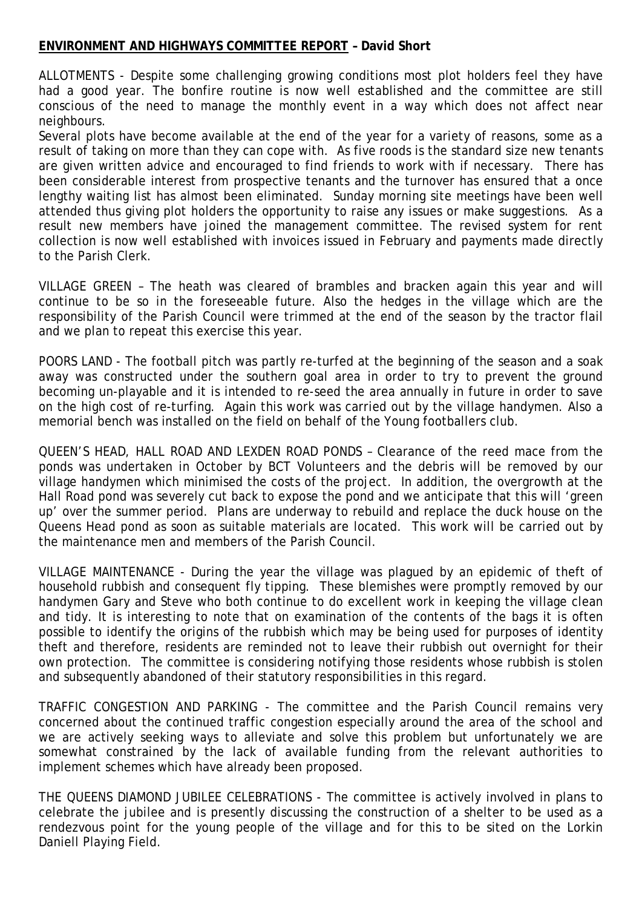## **ENVIRONMENT AND HIGHWAYS COMMITTEE REPORT – David Short**

ALLOTMENTS - Despite some challenging growing conditions most plot holders feel they have had a good year. The bonfire routine is now well established and the committee are still conscious of the need to manage the monthly event in a way which does not affect near neighbours.
Several plots have become available at the end of the year for a variety of reasons, some as a result of taking on more than they can cope with. As five roods is the standard size new tenants are given written advice and encouraged to find friends to work with if necessary. There has been considerable interest from prospective tenants and the turnover has ensured that a once lengthy waiting list has almost been eliminated. Sunday morning site meetings have been well attended thus giving plot holders the opportunity to raise any issues or make suggestions. As a result new members have joined the management committee. The revised system for rent collection is now well established with invoices issued in February and payments made directly to the Parish Clerk.

VILLAGE GREEN – The heath was cleared of brambles and bracken again this year and will continue to be so in the foreseeable future. Also the hedges in the village which are the responsibility of the Parish Council were trimmed at the end of the season by the tractor flail and we plan to repeat this exercise this year.

POORS LAND - The football pitch was partly re-turfed at the beginning of the season and a soak away was constructed under the southern goal area in order to try to prevent the ground becoming un-playable and it is intended to re-seed the area annually in future in order to save on the high cost of re-turfing. Again this work was carried out by the village handymen. Also a memorial bench was installed on the field on behalf of the Young footballers club.

QUEEN'S HEAD, HALL ROAD AND LEXDEN ROAD PONDS – Clearance of the reed mace from the ponds was undertaken in October by BCT Volunteers and the debris will be removed by our village handymen which minimised the costs of the project. In addition, the overgrowth at the Hall Road pond was severely cut back to expose the pond and we anticipate that this will 'green up' over the summer period. Plans are underway to rebuild and replace the duck house on the Queens Head pond as soon as suitable materials are located. This work will be carried out by the maintenance men and members of the Parish Council.

VILLAGE MAINTENANCE - During the year the village was plagued by an epidemic of theft of household rubbish and consequent fly tipping. These blemishes were promptly removed by our handymen Gary and Steve who both continue to do excellent work in keeping the village clean and tidy. It is interesting to note that on examination of the contents of the bags it is often possible to identify the origins of the rubbish which may be being used for purposes of identity theft and therefore, residents are reminded not to leave their rubbish out overnight for their own protection. The committee is considering notifying those residents whose rubbish is stolen and subsequently abandoned of their statutory responsibilities in this regard.

TRAFFIC CONGESTION AND PARKING - The committee and the Parish Council remains very concerned about the continued traffic congestion especially around the area of the school and we are actively seeking ways to alleviate and solve this problem but unfortunately we are somewhat constrained by the lack of available funding from the relevant authorities to implement schemes which have already been proposed.

THE QUEENS DIAMOND JUBILEE CELEBRATIONS - The committee is actively involved in plans to celebrate the jubilee and is presently discussing the construction of a shelter to be used as a rendezvous point for the young people of the village and for this to be sited on the Lorkin Daniell Playing Field.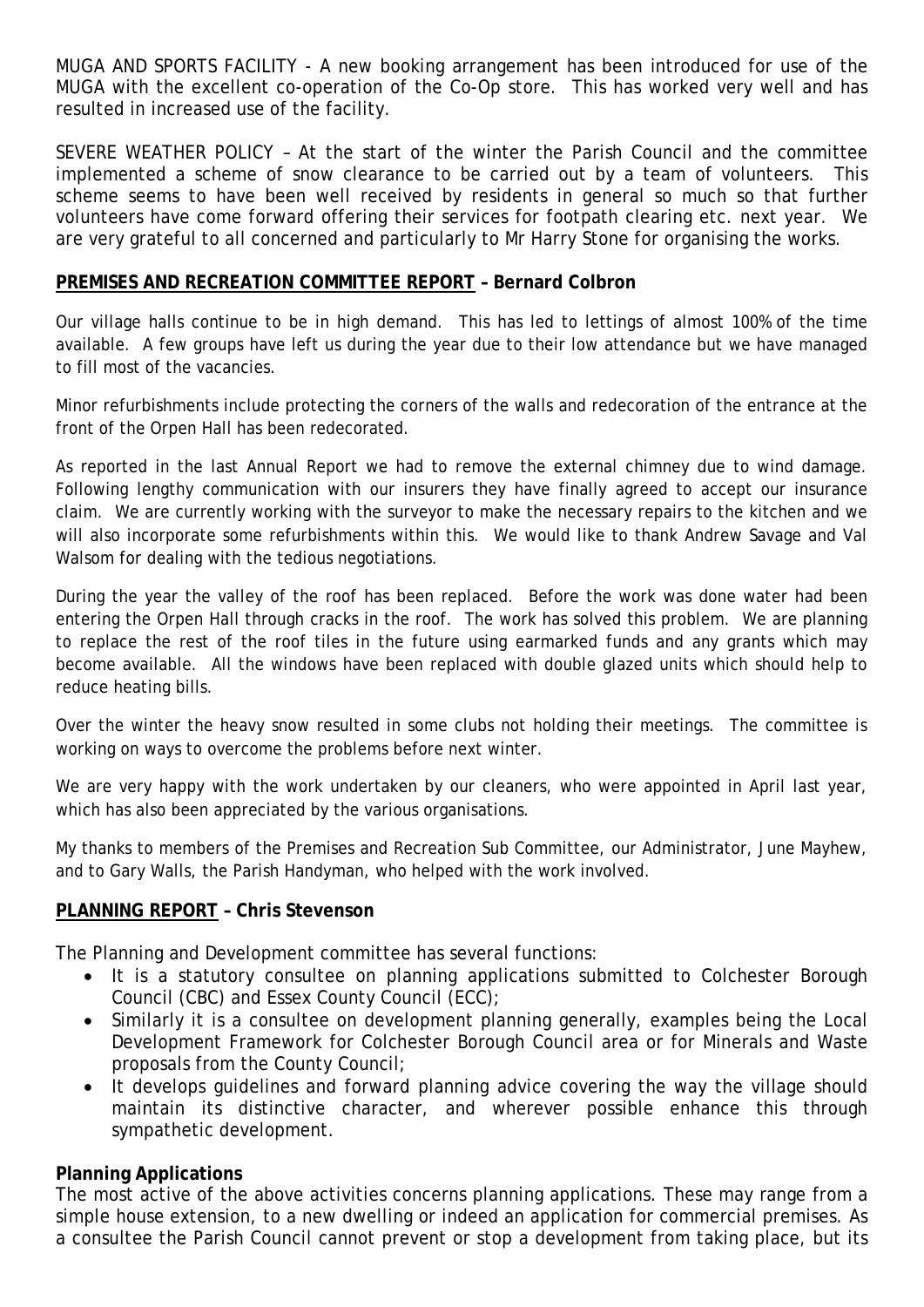MUGA AND SPORTS FACILITY - A new booking arrangement has been introduced for use of the MUGA with the excellent co-operation of the Co-Op store. This has worked very well and has resulted in increased use of the facility.

SEVERE WEATHER POLICY – At the start of the winter the Parish Council and the committee implemented a scheme of snow clearance to be carried out by a team of volunteers. This scheme seems to have been well received by residents in general so much so that further volunteers have come forward offering their services for footpath clearing etc. next year. We are very grateful to all concerned and particularly to Mr Harry Stone for organising the works.

## PREMISES AND RECREATION COMMITTEE REPORT – Bernard Colbron

Our village halls continue to be in high demand. This has led to lettings of almost 100% of the time available. A few groups have left us during the year due to their low attendance but we have managed to fill most of the vacancies.

Minor refurbishments include protecting the corners of the walls and redecoration of the entrance at the front of the Orpen Hall has been redecorated.

As reported in the last Annual Report we had to remove the external chimney due to wind damage. Following lengthy communication with our insurers they have finally agreed to accept our insurance claim. We are currently working with the surveyor to make the necessary repairs to the kitchen and we will also incorporate some refurbishments within this. We would like to thank Andrew Savage and Val Walsom for dealing with the tedious negotiations.

During the year the valley of the roof has been replaced. Before the work was done water had been entering the Orpen Hall through cracks in the roof. The work has solved this problem. We are planning to replace the rest of the roof tiles in the future using earmarked funds and any grants which may become available. All the windows have been replaced with double glazed units which should help to reduce heating bills.

Over the winter the heavy snow resulted in some clubs not holding their meetings. The committee is working on ways to overcome the problems before next winter.

We are very happy with the work undertaken by our cleaners, who were appointed in April last year, which has also been appreciated by the various organisations.

My thanks to members of the Premises and Recreation Sub Committee, our Administrator, June Mayhew, and to Gary Walls, the Parish Handyman, who helped with the work involved.

## PLANNING REPORT – Chris Stevenson

The Planning and Development committee has several functions:

- It is a statutory consultee on planning applications submitted to Colchester Borough Council (CBC) and Essex County Council (ECC);
- Similarly it is a consultee on development planning generally, examples being the Local Development Framework for Colchester Borough Council area or for Minerals and Waste proposals from the County Council;
- It develops guidelines and forward planning advice covering the way the village should maintain its distinctive character, and wherever possible enhance this through sympathetic development.

### Planning Applications

The most active of the above activities concerns planning applications. These may range from a simple house extension, to a new dwelling or indeed an application for commercial premises. As a consultee the Parish Council cannot prevent or stop a development from taking place, but its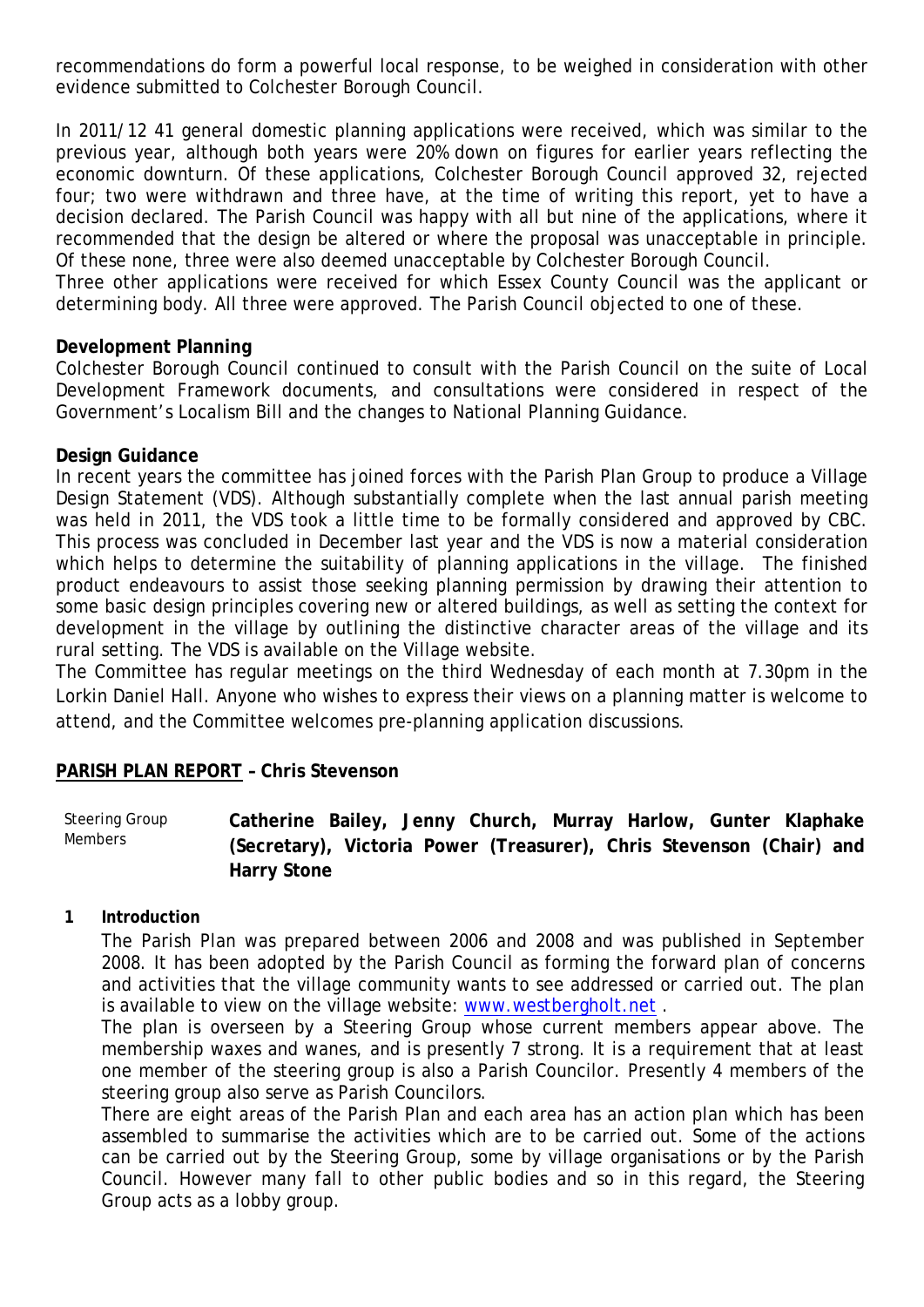recommendations do form a powerful local response, to be weighed in consideration with other evidence submitted to Colchester Borough Council.

In 2011/12 41 general domestic planning applications were received, which was similar to the previous year, although both years were 20% down on figures for earlier years reflecting the economic downturn. Of these applications, Colchester Borough Council approved 32, rejected four; two were withdrawn and three have, at the time of writing this report, yet to have a decision declared. The Parish Council was happy with all but nine of the applications, where it recommended that the design be altered or where the proposal was unacceptable in principle. Of these none, three were also deemed unacceptable by Colchester Borough Council.
Three other applications were received for which Essex County Council was the applicant or determining body. All three were approved. The Parish Council objected to one of these.

**Development Planning**
Colchester Borough Council continued to consult with the Parish Council on the suite of Local Development Framework documents, and consultations were considered in respect of the Government's Localism Bill and the changes to National Planning Guidance.

**Design Guidance**
In recent years the committee has joined forces with the Parish Plan Group to produce a Village Design Statement (VDS). Although substantially complete when the last annual parish meeting was held in 2011, the VDS took a little time to be formally considered and approved by CBC. This process was concluded in December last year and the VDS is now a material consideration which helps to determine the suitability of planning applications in the village. The finished product endeavours to assist those seeking planning permission by drawing their attention to some basic design principles covering new or altered buildings, as well as setting the context for development in the village by outlining the distinctive character areas of the village and its rural setting. The VDS is available on the Village website.
The Committee has regular meetings on the third Wednesday of each month at 7.30pm in the Lorkin Daniel Hall. Anyone who wishes to express their views on a planning matter is welcome to attend, and the Committee welcomes pre-planning application discussions.

## PARISH PLAN REPORT – Chris Stevenson

Steering Group Members: **Catherine Bailey, Jenny Church, Murray Harlow, Gunter Klaphake (Secretary), Victoria Power (Treasurer), Chris Stevenson (Chair) and Harry Stone**

**1 Introduction**

The Parish Plan was prepared between 2006 and 2008 and was published in September 2008. It has been adopted by the Parish Council as forming the forward plan of concerns and activities that the village community wants to see addressed or carried out. The plan is available to view on the village website: [www.westbergholt.net](http://www.westbergholt.net) .

The plan is overseen by a Steering Group whose current members appear above. The membership waxes and wanes, and is presently 7 strong. It is a requirement that at least one member of the steering group is also a Parish Councilor. Presently 4 members of the steering group also serve as Parish Councilors.

There are eight areas of the Parish Plan and each area has an action plan which has been assembled to summarise the activities which are to be carried out. Some of the actions can be carried out by the Steering Group, some by village organisations or by the Parish Council. However many fall to other public bodies and so in this regard, the Steering Group acts as a lobby group.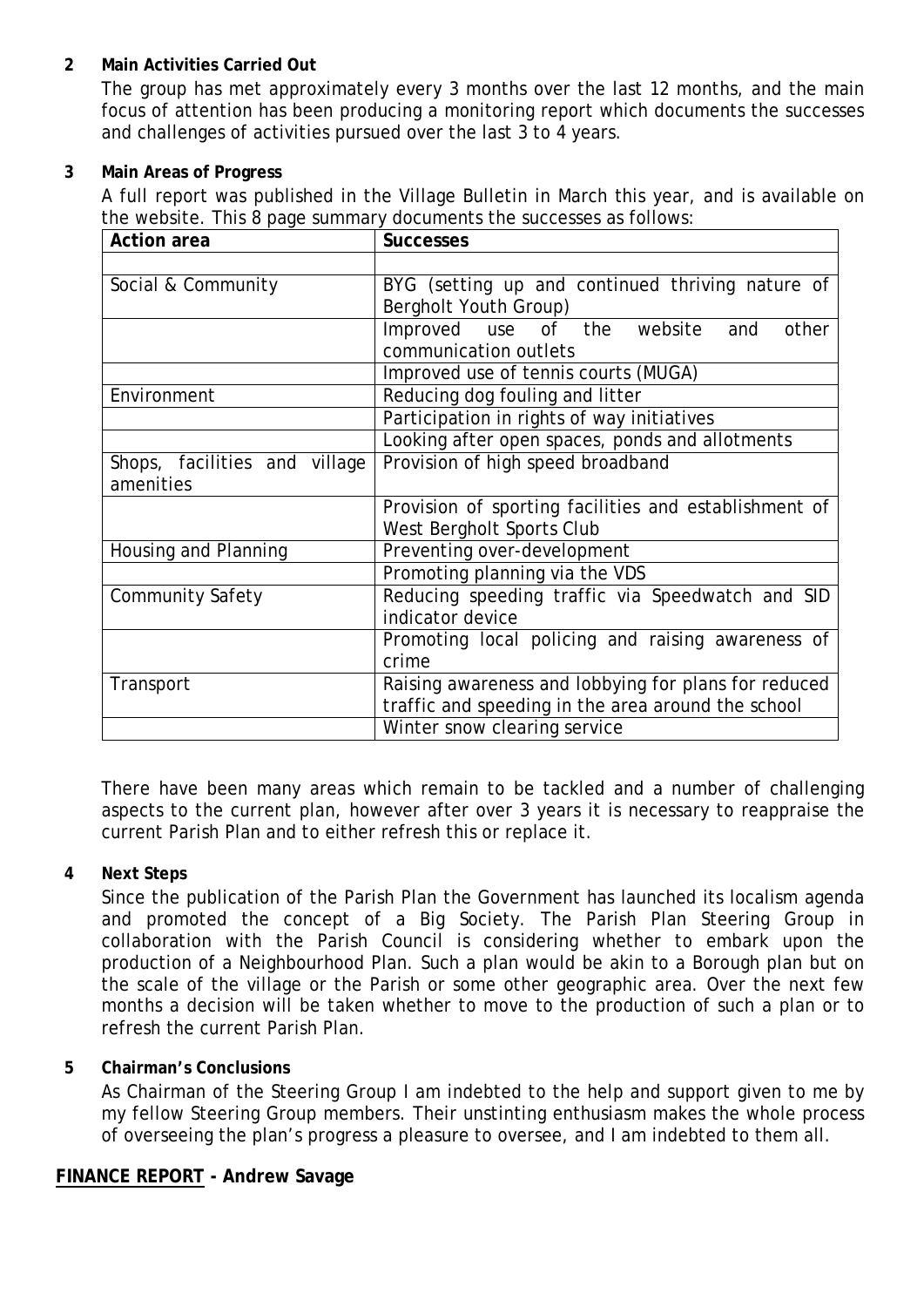**2 Main Activities Carried Out**

The group has met approximately every 3 months over the last 12 months, and the main focus of attention has been producing a monitoring report which documents the successes and challenges of activities pursued over the last 3 to 4 years.

**3 Main Areas of Progress**

A full report was published in the Village Bulletin in March this year, and is available on the website. This 8 page summary documents the successes as follows:

| Action area | Successes |
|---|---|
| | |
| Social & Community | BYG (setting up and continued thriving nature of Bergholt Youth Group) |
| | Improved use of the website and other communication outlets |
| | Improved use of tennis courts (MUGA) |
| Environment | Reducing dog fouling and litter |
| | Participation in rights of way initiatives |
| | Looking after open spaces, ponds and allotments |
| Shops, facilities and village amenities | Provision of high speed broadband |
| | Provision of sporting facilities and establishment of West Bergholt Sports Club |
| Housing and Planning | Preventing over-development |
| | Promoting planning via the VDS |
| Community Safety | Reducing speeding traffic via Speedwatch and SID indicator device |
| | Promoting local policing and raising awareness of crime |
| Transport | Raising awareness and lobbying for plans for reduced traffic and speeding in the area around the school |
| | Winter snow clearing service |

There have been many areas which remain to be tackled and a number of challenging aspects to the current plan, however after over 3 years it is necessary to reappraise the current Parish Plan and to either refresh this or replace it.

**4 Next Steps**

Since the publication of the Parish Plan the Government has launched its localism agenda and promoted the concept of a Big Society. The Parish Plan Steering Group in collaboration with the Parish Council is considering whether to embark upon the production of a Neighbourhood Plan. Such a plan would be akin to a Borough plan but on the scale of the village or the Parish or some other geographic area. Over the next few months a decision will be taken whether to move to the production of such a plan or to refresh the current Parish Plan.

**5 Chairman's Conclusions**

As Chairman of the Steering Group I am indebted to the help and support given to me by my fellow Steering Group members. Their unstinting enthusiasm makes the whole process of overseeing the plan's progress a pleasure to oversee, and I am indebted to them all.

**FINANCE REPORT - Andrew Savage**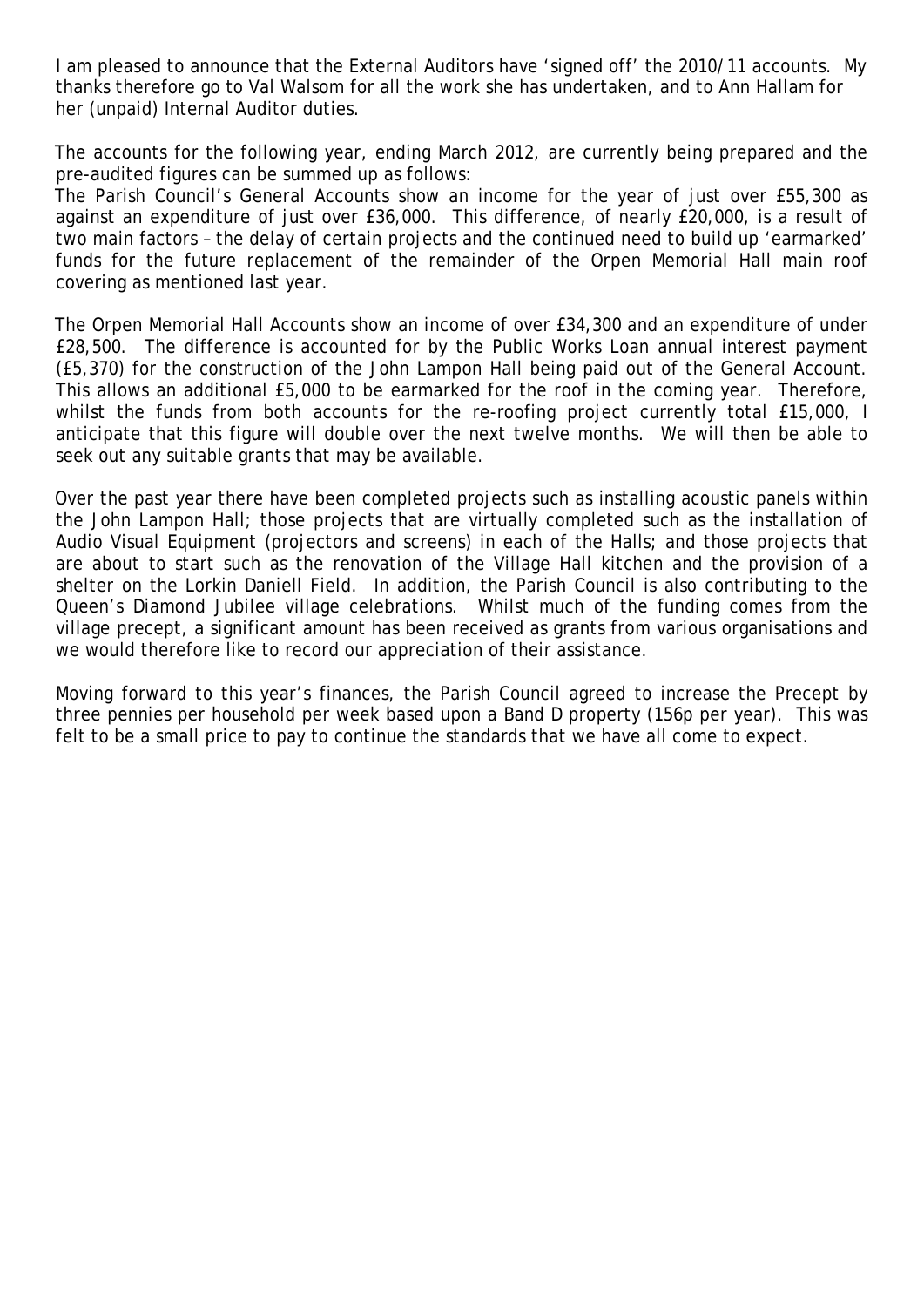I am pleased to announce that the External Auditors have 'signed off' the 2010/11 accounts. My thanks therefore go to Val Walsom for all the work she has undertaken, and to Ann Hallam for her (unpaid) Internal Auditor duties.

The accounts for the following year, ending March 2012, are currently being prepared and the pre-audited figures can be summed up as follows:
The Parish Council's General Accounts show an income for the year of just over £55,300 as against an expenditure of just over £36,000. This difference, of nearly £20,000, is a result of two main factors – the delay of certain projects and the continued need to build up 'earmarked' funds for the future replacement of the remainder of the Orpen Memorial Hall main roof covering as mentioned last year.

The Orpen Memorial Hall Accounts show an income of over £34,300 and an expenditure of under £28,500. The difference is accounted for by the Public Works Loan annual interest payment (£5,370) for the construction of the John Lampon Hall being paid out of the General Account. This allows an additional £5,000 to be earmarked for the roof in the coming year. Therefore, whilst the funds from both accounts for the re-roofing project currently total £15,000, I anticipate that this figure will double over the next twelve months. We will then be able to seek out any suitable grants that may be available.

Over the past year there have been completed projects such as installing acoustic panels within the John Lampon Hall; those projects that are virtually completed such as the installation of Audio Visual Equipment (projectors and screens) in each of the Halls; and those projects that are about to start such as the renovation of the Village Hall kitchen and the provision of a shelter on the Lorkin Daniell Field. In addition, the Parish Council is also contributing to the Queen's Diamond Jubilee village celebrations. Whilst much of the funding comes from the village precept, a significant amount has been received as grants from various organisations and we would therefore like to record our appreciation of their assistance.

Moving forward to this year's finances, the Parish Council agreed to increase the Precept by three pennies per household per week based upon a Band D property (156p per year). This was felt to be a small price to pay to continue the standards that we have all come to expect.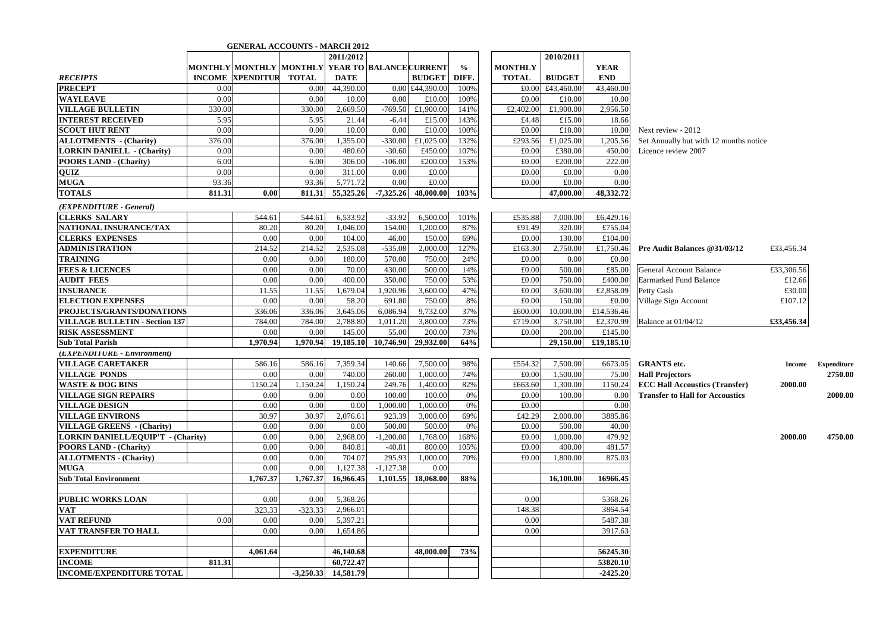# GENERAL ACCOUNTS - MARCH 2012

| *RECEIPTS* | MONTHLY INCOME | MONTHLY XPENDITUR | MONTHLY TOTAL | 2011/2012 YEAR TO DATE | BALANCE | CURRENT BUDGET | % DIFF. | MONTHLY TOTAL | 2010/2011 BUDGET | YEAR END | |
|---|---|---|---|---|---|---|---|---|---|---|---|
| **PRECEPT** | 0.00 | | 0.00 | 44,390.00 | 0.00 | £44,390.00 | 100% | £0.00 | £43,460.00 | 43,460.00 | |
| **WAYLEAVE** | 0.00 | | 0.00 | 10.00 | 0.00 | £10.00 | 100% | £0.00 | £10.00 | 10.00 | |
| **VILLAGE BULLETIN** | 330.00 | | 330.00 | 2,669.50 | -769.50 | £1,900.00 | 141% | £2,402.00 | £1,900.00 | 2,956.50 | |
| **INTEREST RECEIVED** | 5.95 | | 5.95 | 21.44 | -6.44 | £15.00 | 143% | £4.48 | £15.00 | 18.66 | |
| **SCOUT HUT RENT** | 0.00 | | 0.00 | 10.00 | 0.00 | £10.00 | 100% | £0.00 | £10.00 | 10.00 | Next review - 2012 |
| **ALLOTMENTS - (Charity)** | 376.00 | | 376.00 | 1,355.00 | -330.00 | £1,025.00 | 132% | £293.56 | £1,025.00 | 1,205.56 | Set Annually but with 12 months notice |
| **LORKIN DANIELL - (Charity)** | 0.00 | | 0.00 | 480.60 | -30.60 | £450.00 | 107% | £0.00 | £380.00 | 450.00 | Licence review 2007 |
| **POORS LAND - (Charity)** | 6.00 | | 6.00 | 306.00 | -106.00 | £200.00 | 153% | £0.00 | £200.00 | 222.00 | |
| **QUIZ** | 0.00 | | 0.00 | 311.00 | 0.00 | £0.00 | | £0.00 | £0.00 | 0.00 | |
| **MUGA** | 93.36 | | 93.36 | 5,771.72 | 0.00 | £0.00 | | £0.00 | £0.00 | 0.00 | |
| **TOTALS** | **811.31** | **0.00** | **811.31** | **55,325.26** | **-7,325.26** | **48,000.00** | **103%** | | **47,000.00** | **48,332.72** | |
| ***(EXPENDITURE - General)*** | | | | | | | | | | | |
| **CLERKS SALARY** | | 544.61 | 544.61 | 6,533.92 | -33.92 | 6,500.00 | 101% | £535.88 | 7,000.00 | £6,429.16 | |
| **NATIONAL INSURANCE/TAX** | | 80.20 | 80.20 | 1,046.00 | 154.00 | 1,200.00 | 87% | £91.49 | 320.00 | £755.04 | |
| **CLERKS EXPENSES** | | 0.00 | 0.00 | 104.00 | 46.00 | 150.00 | 69% | £0.00 | 130.00 | £104.00 | |
| **ADMINISTRATION** | | 214.52 | 214.52 | 2,535.08 | -535.08 | 2,000.00 | 127% | £163.30 | 2,750.00 | £1,750.46 | |
| **TRAINING** | | 0.00 | 0.00 | 180.00 | 570.00 | 750.00 | 24% | £0.00 | 0.00 | £0.00 | |
| **FEES & LICENCES** | | 0.00 | 0.00 | 70.00 | 430.00 | 500.00 | 14% | £0.00 | 500.00 | £85.00 | |
| **AUDIT FEES** | | 0.00 | 0.00 | 400.00 | 350.00 | 750.00 | 53% | £0.00 | 750.00 | £400.00 | |
| **INSURANCE** | | 11.55 | 11.55 | 1,679.04 | 1,920.96 | 3,600.00 | 47% | £0.00 | 3,600.00 | £2,858.09 | |
| **ELECTION EXPENSES** | | 0.00 | 0.00 | 58.20 | 691.80 | 750.00 | 8% | £0.00 | 150.00 | £0.00 | |
| **PROJECTS/GRANTS/DONATIONS** | | 336.06 | 336.06 | 3,645.06 | 6,086.94 | 9,732.00 | 37% | £600.00 | 10,000.00 | £14,536.46 | |
| **VILLAGE BULLETIN - Section 137** | | 784.00 | 784.00 | 2,788.80 | 1,011.20 | 3,800.00 | 73% | £719.00 | 3,750.00 | £2,370.99 | |
| **RISK ASSESSMENT** | | 0.00 | 0.00 | 145.00 | 55.00 | 200.00 | 73% | £0.00 | 200.00 | £145.00 | |
| **Sub Total Parish** | | **1,970.94** | **1,970.94** | **19,185.10** | **10,746.90** | **29,932.00** | **64%** | | **29,150.00** | **£19,185.10** | |
| ***(EXPENDITURE - Environment)*** | | | | | | | | | | | |
| **VILLAGE CARETAKER** | | 586.16 | 586.16 | 7,359.34 | 140.66 | 7,500.00 | 98% | £554.32 | 7,500.00 | 6673.05 | |
| **VILLAGE PONDS** | | 0.00 | 0.00 | 740.00 | 260.00 | 1,000.00 | 74% | £0.00 | 1,500.00 | 75.00 | |
| **WASTE & DOG BINS** | | 1150.24 | 1,150.24 | 1,150.24 | 249.76 | 1,400.00 | 82% | £663.60 | 1,300.00 | 1150.24 | |
| **VILLAGE SIGN REPAIRS** | | 0.00 | 0.00 | 0.00 | 100.00 | 100.00 | 0% | £0.00 | 100.00 | 0.00 | |
| **VILLAGE DESIGN** | | 0.00 | 0.00 | 0.00 | 1,000.00 | 1,000.00 | 0% | £0.00 | | 0.00 | |
| **VILLAGE ENVIRONS** | | 30.97 | 30.97 | 2,076.61 | 923.39 | 3,000.00 | 69% | £42.29 | 2,000.00 | 3885.86 | |
| **VILLAGE GREENS - (Charity)** | | 0.00 | 0.00 | 0.00 | 500.00 | 500.00 | 0% | £0.00 | 500.00 | 40.00 | |
| **LORKIN DANIELL/EQUIP'T - (Charity)** | | 0.00 | 0.00 | 2,968.00 | -1,200.00 | 1,768.00 | 168% | £0.00 | 1,000.00 | 479.92 | |
| **POORS LAND - (Charity)** | | 0.00 | 0.00 | 840.81 | -40.81 | 800.00 | 105% | £0.00 | 400.00 | 481.57 | |
| **ALLOTMENTS - (Charity)** | | 0.00 | 0.00 | 704.07 | 295.93 | 1,000.00 | 70% | £0.00 | 1,800.00 | 875.03 | |
| **MUGA** | | 0.00 | 0.00 | 1,127.38 | -1,127.38 | 0.00 | | | | | |
| **Sub Total Environment** | | **1,767.37** | **1,767.37** | **16,966.45** | **1,101.55** | **18,068.00** | **88%** | | **16,100.00** | **16966.45** | |
| | | | | | | | | | | | |
| **PUBLIC WORKS LOAN** | | 0.00 | 0.00 | 5,368.26 | | | | 0.00 | | 5368.26 | |
| **VAT** | | 323.33 | -323.33 | 2,966.01 | | | | 148.38 | | 3864.54 | |
| **VAT REFUND** | 0.00 | 0.00 | 0.00 | 5,397.21 | | | | 0.00 | | 5487.38 | |
| **VAT TRANSFER TO HALL** | | 0.00 | 0.00 | 1,654.86 | | | | 0.00 | | 3917.63 | |
| | | | | | | | | | | | |
| **EXPENDITURE** | | **4,061.64** | | **46,140.68** | | **48,000.00** | **73%** | | | **56245.30** | |
| **INCOME** | **811.31** | | | **60,722.47** | | | | | | **53820.10** | |
| **INCOME/EXPENDITURE TOTAL** | | | **-3,250.33** | **14,581.79** | | | | | | **-2425.20** | |

| **Pre Audit Balances @31/03/12** | £33,456.34 |
|---|---|
| General Account Balance | £33,306.56 |
| Earmarked Fund Balance | £12.66 |
| Petty Cash | £30.00 |
| Village Sign Account | £107.12 |
| Balance at 01/04/12 | **£33,456.34** |

| **GRANTS etc.** | **Income** | **Expenditure** |
|---|---|---|
| **Hall Projectors** | | **2750.00** |
| **ECC Hall Accoustics (Transfer)** | **2000.00** | |
| **Transfer to Hall for Accoustics** | | **2000.00** |
| | **2000.00** | **4750.00** |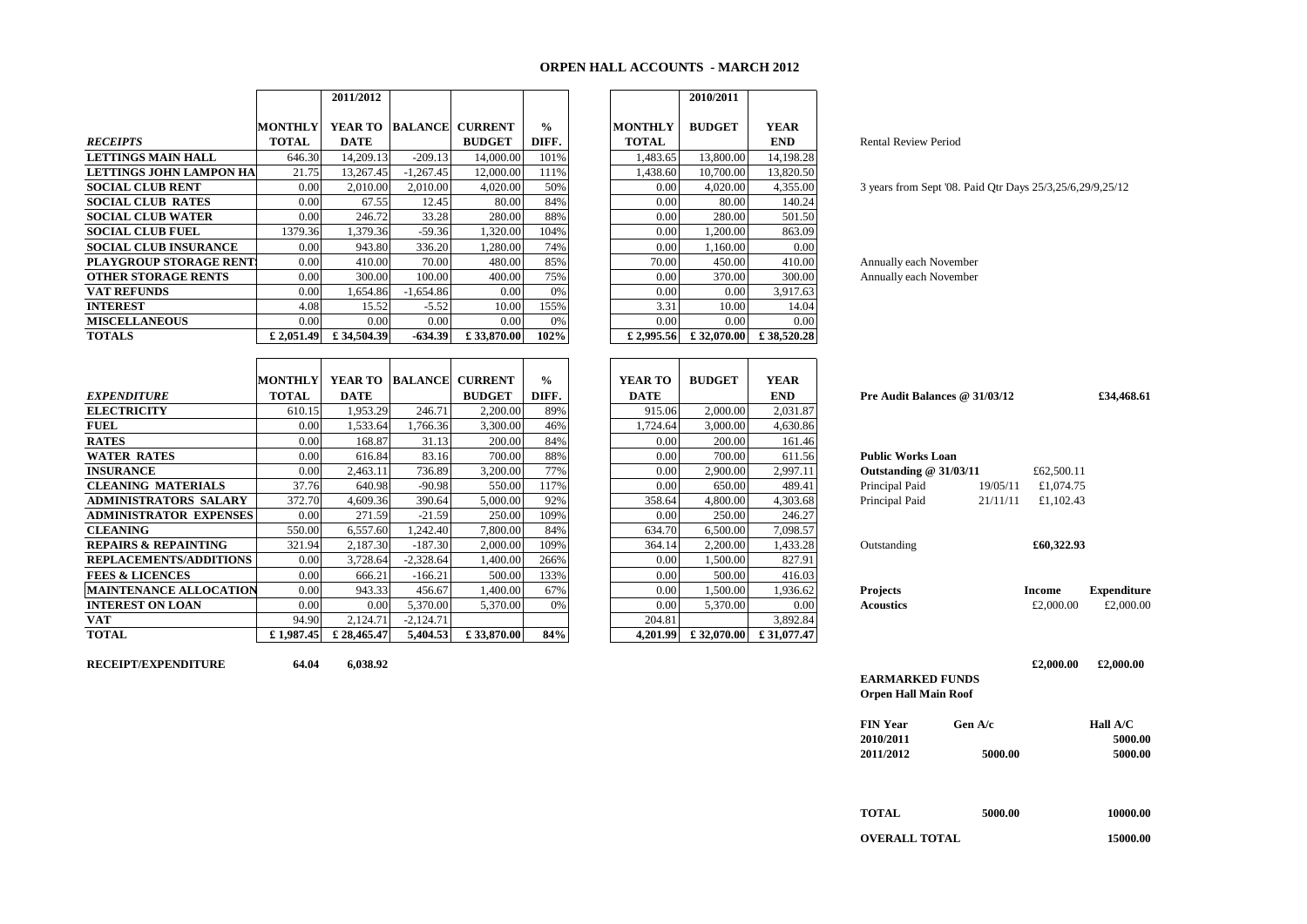# ORPEN HALL ACCOUNTS - MARCH 2012

| | 2011/2012 | | | | | | 2010/2011 | | |
|---|---|---|---|---|---|---|---|---|---|
| ***RECEIPTS*** | **MONTHLY TOTAL** | **YEAR TO DATE** | **BALANCE** | **CURRENT BUDGET** | **% DIFF.** | **MONTHLY TOTAL** | **BUDGET** | **YEAR END** | |
| **LETTINGS MAIN HALL** | 646.30 | 14,209.13 | -209.13 | 14,000.00 | 101% | 1,483.65 | 13,800.00 | 14,198.28 | Rental Review Period |
| **LETTINGS JOHN LAMPON HA** | 21.75 | 13,267.45 | -1,267.45 | 12,000.00 | 111% | 1,438.60 | 10,700.00 | 13,820.50 | |
| **SOCIAL CLUB RENT** | 0.00 | 2,010.00 | 2,010.00 | 4,020.00 | 50% | 0.00 | 4,020.00 | 4,355.00 | 3 years from Sept '08. Paid Qtr Days 25/3,25/6,29/9,25/12 |
| **SOCIAL CLUB RATES** | 0.00 | 67.55 | 12.45 | 80.00 | 84% | 0.00 | 80.00 | 140.24 | |
| **SOCIAL CLUB WATER** | 0.00 | 246.72 | 33.28 | 280.00 | 88% | 0.00 | 280.00 | 501.50 | |
| **SOCIAL CLUB FUEL** | 1379.36 | 1,379.36 | -59.36 | 1,320.00 | 104% | 0.00 | 1,200.00 | 863.09 | |
| **SOCIAL CLUB INSURANCE** | 0.00 | 943.80 | 336.20 | 1,280.00 | 74% | 0.00 | 1,160.00 | 0.00 | |
| **PLAYGROUP STORAGE RENT** | 0.00 | 410.00 | 70.00 | 480.00 | 85% | 70.00 | 450.00 | 410.00 | Annually each November |
| **OTHER STORAGE RENTS** | 0.00 | 300.00 | 100.00 | 400.00 | 75% | 0.00 | 370.00 | 300.00 | Annually each November |
| **VAT REFUNDS** | 0.00 | 1,654.86 | -1,654.86 | 0.00 | 0% | 0.00 | 0.00 | 3,917.63 | |
| **INTEREST** | 4.08 | 15.52 | -5.52 | 10.00 | 155% | 3.31 | 10.00 | 14.04 | |
| **MISCELLANEOUS** | 0.00 | 0.00 | 0.00 | 0.00 | 0% | 0.00 | 0.00 | 0.00 | |
| **TOTALS** | **£ 2,051.49** | **£ 34,504.39** | **-634.39** | **£ 33,870.00** | **102%** | **£ 2,995.56** | **£ 32,070.00** | **£ 38,520.28** | |

| ***EXPENDITURE*** | **MONTHLY TOTAL** | **YEAR TO DATE** | **BALANCE** | **CURRENT BUDGET** | **% DIFF.** | **YEAR TO DATE** | **BUDGET** | **YEAR END** |
|---|---|---|---|---|---|---|---|---|
| **ELECTRICITY** | 610.15 | 1,953.29 | 246.71 | 2,200.00 | 89% | 915.06 | 2,000.00 | 2,031.87 |
| **FUEL** | 0.00 | 1,533.64 | 1,766.36 | 3,300.00 | 46% | 1,724.64 | 3,000.00 | 4,630.86 |
| **RATES** | 0.00 | 168.87 | 31.13 | 200.00 | 84% | 0.00 | 200.00 | 161.46 |
| **WATER RATES** | 0.00 | 616.84 | 83.16 | 700.00 | 88% | 0.00 | 700.00 | 611.56 |
| **INSURANCE** | 0.00 | 2,463.11 | 736.89 | 3,200.00 | 77% | 0.00 | 2,900.00 | 2,997.11 |
| **CLEANING MATERIALS** | 37.76 | 640.98 | -90.98 | 550.00 | 117% | 0.00 | 650.00 | 489.41 |
| **ADMINISTRATORS SALARY** | 372.70 | 4,609.36 | 390.64 | 5,000.00 | 92% | 358.64 | 4,800.00 | 4,303.68 |
| **ADMINISTRATOR EXPENSES** | 0.00 | 271.59 | -21.59 | 250.00 | 109% | 0.00 | 250.00 | 246.27 |
| **CLEANING** | 550.00 | 6,557.60 | 1,242.40 | 7,800.00 | 84% | 634.70 | 6,500.00 | 7,098.57 |
| **REPAIRS & REPAINTING** | 321.94 | 2,187.30 | -187.30 | 2,000.00 | 109% | 364.14 | 2,200.00 | 1,433.28 |
| **REPLACEMENTS/ADDITIONS** | 0.00 | 3,728.64 | -2,328.64 | 1,400.00 | 266% | 0.00 | 1,500.00 | 827.91 |
| **FEES & LICENCES** | 0.00 | 666.21 | -166.21 | 500.00 | 133% | 0.00 | 500.00 | 416.03 |
| **MAINTENANCE ALLOCATION** | 0.00 | 943.33 | 456.67 | 1,400.00 | 67% | 0.00 | 1,500.00 | 1,936.62 |
| **INTEREST ON LOAN** | 0.00 | 0.00 | 5,370.00 | 5,370.00 | 0% | 0.00 | 5,370.00 | 0.00 |
| **VAT** | 94.90 | 2,124.71 | -2,124.71 | | | 204.81 | | 3,892.84 |
| **TOTAL** | **£ 1,987.45** | **£ 28,465.47** | **5,404.53** | **£ 33,870.00** | **84%** | **4,201.99** | **£ 32,070.00** | **£ 31,077.47** |

**RECEIPT/EXPENDITURE** **64.04** **6,038.92**

**Pre Audit Balances @ 31/03/12** **£34,468.61**

| | | |
|---|---|---|
| **Public Works Loan** | | |
| **Outstanding @ 31/03/11** | | £62,500.11 |
| Principal Paid | 19/05/11 | £1,074.75 |
| Principal Paid | 21/11/11 | £1,102.43 |
| Outstanding | | **£60,322.93** |

| **Projects** | **Income** | **Expenditure** |
|---|---|---|
| **Acoustics** | £2,000.00 | £2,000.00 |
| | **£2,000.00** | **£2,000.00** |

**EARMARKED FUNDS**
**Orpen Hall Main Roof**

| **FIN Year** | **Gen A/c** | **Hall A/C** |
|---|---|---|
| **2010/2011** | | **5000.00** |
| **2011/2012** | **5000.00** | **5000.00** |
| **TOTAL** | **5000.00** | **10000.00** |
| **OVERALL TOTAL** | | **15000.00** |